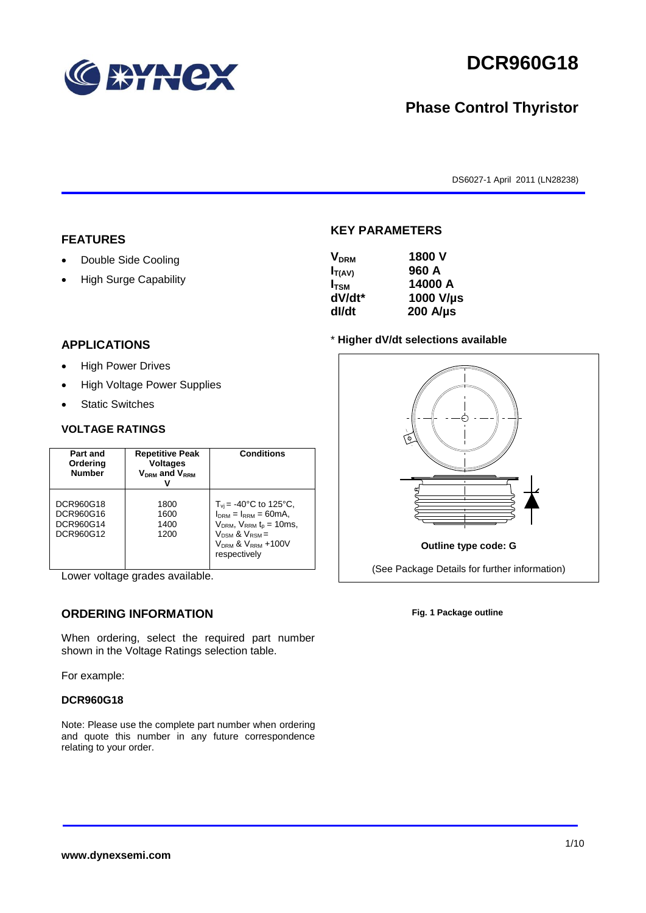# DCR960G18

## Phase Control Thyristor

DS6027-1 April 2011 (LN28238)

## FEATURES

- Double Side Cooling
- High Surge Capability

## APPLICATIONS

- High Power Drives
- High Voltage Power Supplies
- Static Switches

## KEY PARAMETERS

| | |
|---|---|
| $V_{DRM}$ | 1800 V |
| $I_{T(AV)}$ | 960 A |
| $I_{TSM}$ | 14000 A |
| dV/dt* | 1000 V/µs |
| dI/dt | 200 A/µs |

* **Higher dV/dt selections available**

**Outline type code: G**

(See Package Details for further information)

**Fig. 1 Package outline**

## VOLTAGE RATINGS

| Part and Ordering Number | Repetitive Peak Voltages $V_{DRM}$ and $V_{RRM}$ V | Conditions |
|---|---|---|
| DCR960G18<br>DCR960G16<br>DCR960G14<br>DCR960G12 | 1800<br>1600<br>1400<br>1200 | $T_{vj}$ = -40°C to 125°C, $I_{DRM}$ = $I_{RRM}$ = 60mA, $V_{DRM}$, $V_{RRM}$ $t_p$ = 10ms, $V_{DSM}$ & $V_{RSM}$ = $V_{DRM}$ & $V_{RRM}$ +100V respectively |

Lower voltage grades available.

## ORDERING INFORMATION

When ordering, select the required part number shown in the Voltage Ratings selection table.

For example:

**DCR960G18**

Note: Please use the complete part number when ordering and quote this number in any future correspondence relating to your order.

**www.dynexsemi.com**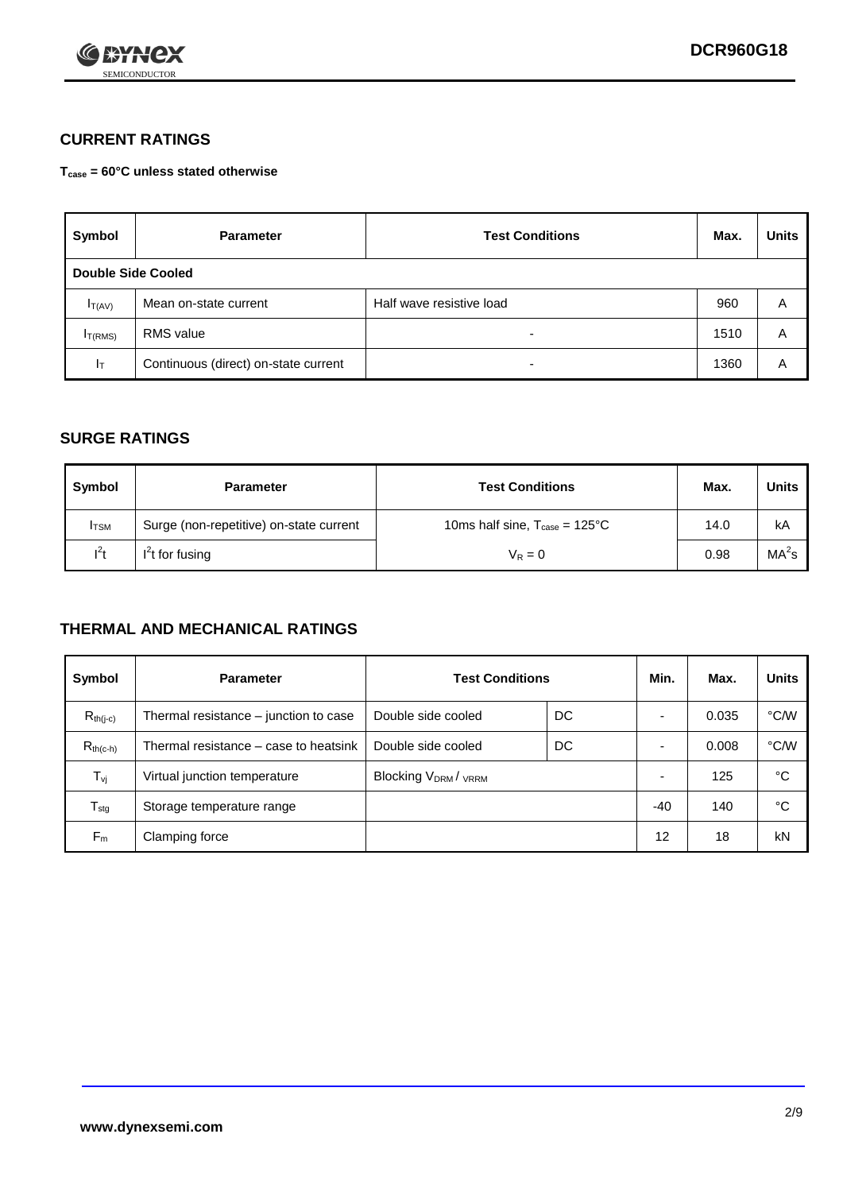## CURRENT RATINGS

**$T_{case}$ = 60°C unless stated otherwise**

| Symbol | Parameter | Test Conditions | Max. | Units |
|---|---|---|---|---|
| **Double Side Cooled** | | | | |
| $I_{T(AV)}$ | Mean on-state current | Half wave resistive load | 960 | A |
| $I_{T(RMS)}$ | RMS value | - | 1510 | A |
| $I_T$ | Continuous (direct) on-state current | - | 1360 | A |

## SURGE RATINGS

| Symbol | Parameter | Test Conditions | Max. | Units |
|---|---|---|---|---|
| $I_{TSM}$ | Surge (non-repetitive) on-state current | 10ms half sine, $T_{case}$ = 125°C | 14.0 | kA |
| $I^2t$ | $I^2t$ for fusing | $V_R = 0$ | 0.98 | $MA^2s$ |

## THERMAL AND MECHANICAL RATINGS

| Symbol | Parameter | Test Conditions | | Min. | Max. | Units |
|---|---|---|---|---|---|---|
| $R_{th(j-c)}$ | Thermal resistance – junction to case | Double side cooled | DC | - | 0.035 | °C/W |
| $R_{th(c-h)}$ | Thermal resistance – case to heatsink | Double side cooled | DC | - | 0.008 | °C/W |
| $T_{vj}$ | Virtual junction temperature | Blocking $V_{DRM}$ / $V_{RRM}$ | | - | 125 | °C |
| $T_{stg}$ | Storage temperature range | | | -40 | 140 | °C |
| $F_m$ | Clamping force | | | 12 | 18 | kN |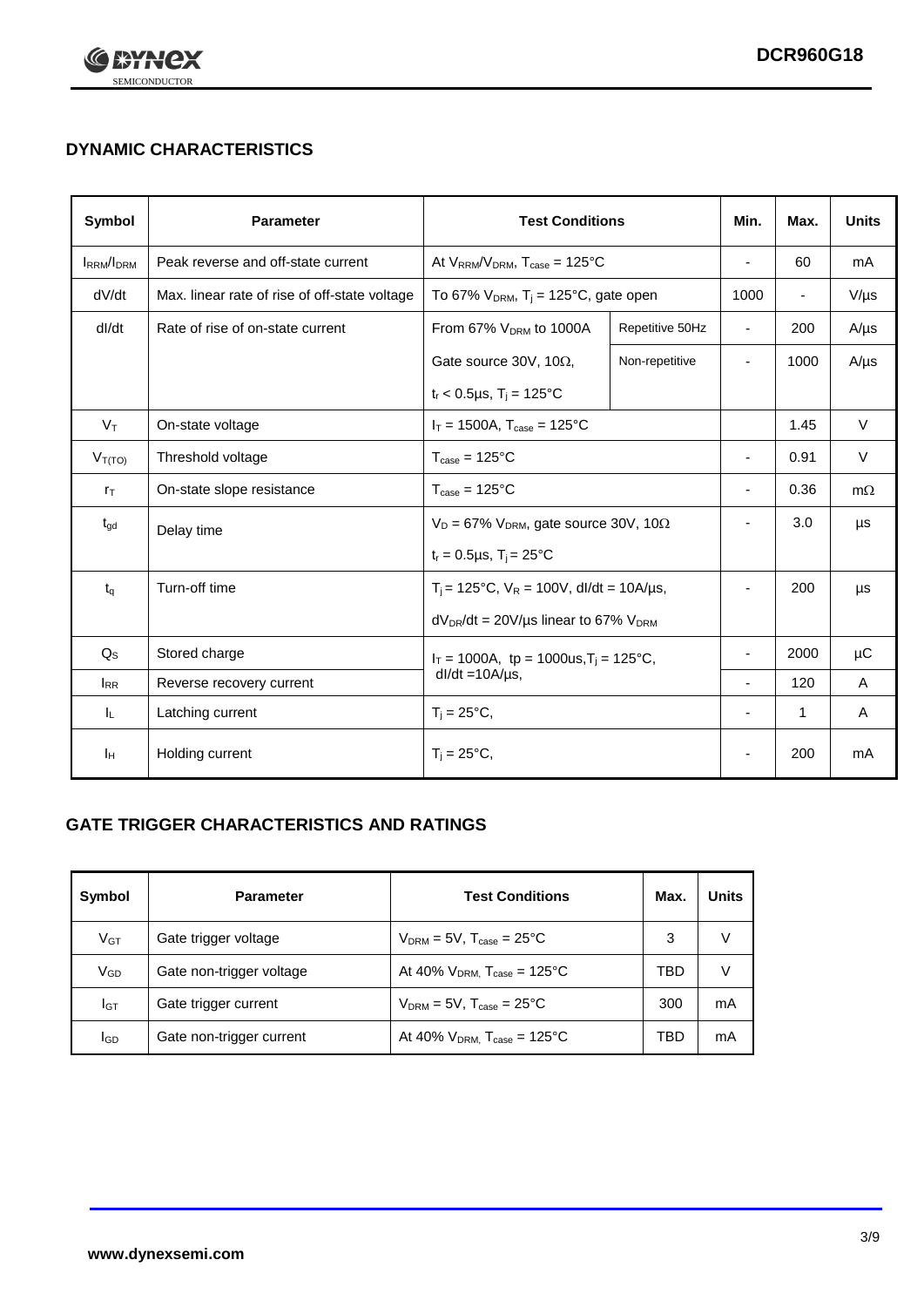## DYNAMIC CHARACTERISTICS

| Symbol | Parameter | Test Conditions | | Min. | Max. | Units |
|---|---|---|---|---|---|---|
| $I_{RRM}/I_{DRM}$ | Peak reverse and off-state current | At $V_{RRM}/V_{DRM}$, $T_{case}$ = 125°C | | - | 60 | mA |
| dV/dt | Max. linear rate of rise of off-state voltage | To 67% $V_{DRM}$, $T_j$ = 125°C, gate open | | 1000 | - | V/µs |
| dI/dt | Rate of rise of on-state current | From 67% $V_{DRM}$ to 1000A | Repetitive 50Hz | - | 200 | A/µs |
| | | Gate source 30V, 10Ω, $t_r$ < 0.5µs, $T_j$ = 125°C | Non-repetitive | - | 1000 | A/µs |
| $V_T$ | On-state voltage | $I_T$ = 1500A, $T_{case}$ = 125°C | | | 1.45 | V |
| $V_{T(TO)}$ | Threshold voltage | $T_{case}$ = 125°C | | - | 0.91 | V |
| $r_T$ | On-state slope resistance | $T_{case}$ = 125°C | | - | 0.36 | mΩ |
| $t_{gd}$ | Delay time | $V_D$ = 67% $V_{DRM}$, gate source 30V, 10Ω, $t_r$ = 0.5µs, $T_j$ = 25°C | | - | 3.0 | µs |
| $t_q$ | Turn-off time | $T_j$ = 125°C, $V_R$ = 100V, dI/dt = 10A/µs, $dV_{DR}/dt$ = 20V/µs linear to 67% $V_{DRM}$ | | - | 200 | µs |
| $Q_S$ | Stored charge | $I_T$ = 1000A, tp = 1000us, $T_j$ = 125°C, dI/dt = 10A/µs, | | - | 2000 | µC |
| $I_{RR}$ | Reverse recovery current | | | - | 120 | A |
| $I_L$ | Latching current | $T_j$ = 25°C, | | - | 1 | A |
| $I_H$ | Holding current | $T_j$ = 25°C, | | - | 200 | mA |

## GATE TRIGGER CHARACTERISTICS AND RATINGS

| Symbol | Parameter | Test Conditions | Max. | Units |
|---|---|---|---|---|
| $V_{GT}$ | Gate trigger voltage | $V_{DRM}$ = 5V, $T_{case}$ = 25°C | 3 | V |
| $V_{GD}$ | Gate non-trigger voltage | At 40% $V_{DRM}$, $T_{case}$ = 125°C | TBD | V |
| $I_{GT}$ | Gate trigger current | $V_{DRM}$ = 5V, $T_{case}$ = 25°C | 300 | mA |
| $I_{GD}$ | Gate non-trigger current | At 40% $V_{DRM}$, $T_{case}$ = 125°C | TBD | mA |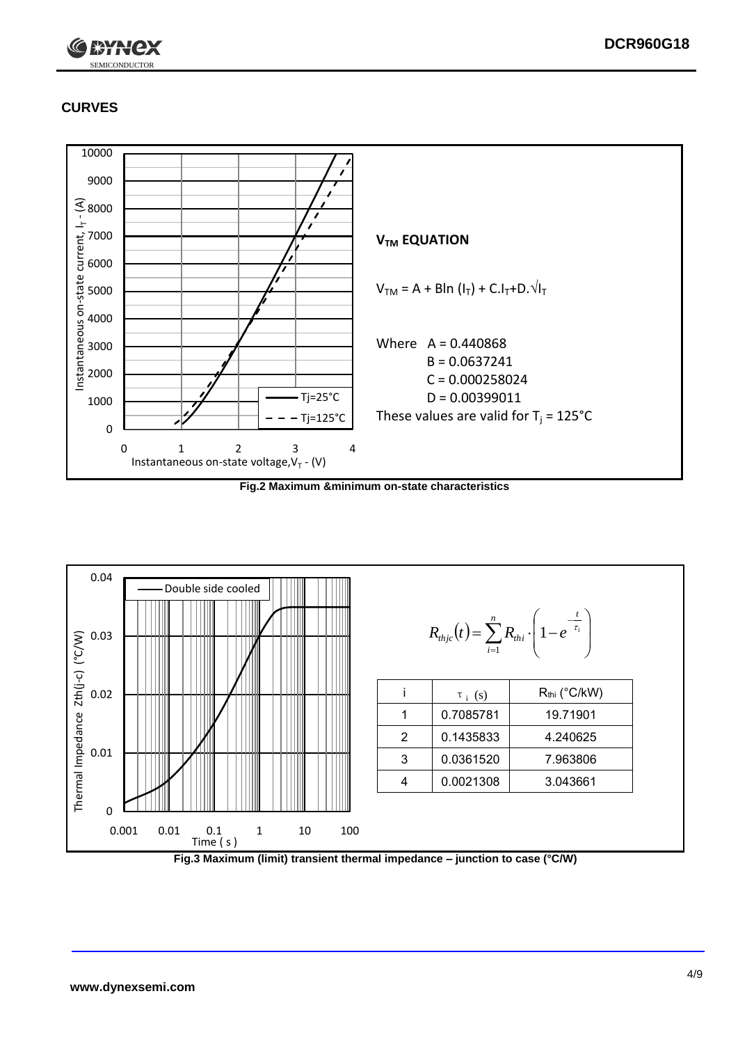## CURVES

**$V_{TM}$ EQUATION**

$V_{TM} = A + B\ln(I_T) + C.I_T + D.\sqrt{I_T}$

Where A = 0.440868
B = 0.0637241
C = 0.000258024
D = 0.00399011

These values are valid for $T_j$ = 125°C

**Fig.2 Maximum &minimum on-state characteristics**

$$R_{thjc}(t) = \sum_{i=1}^{n} R_{thi} \cdot \left(1 - e^{-\frac{t}{\tau_i}}\right)$$

| i | $\tau_i$ (s) | $R_{thi}$ (°C/kW) |
|---|---|---|
| 1 | 0.7085781 | 19.71901 |
| 2 | 0.1435833 | 4.240625 |
| 3 | 0.0361520 | 7.963806 |
| 4 | 0.0021308 | 3.043661 |

**Fig.3 Maximum (limit) transient thermal impedance – junction to case (°C/W)**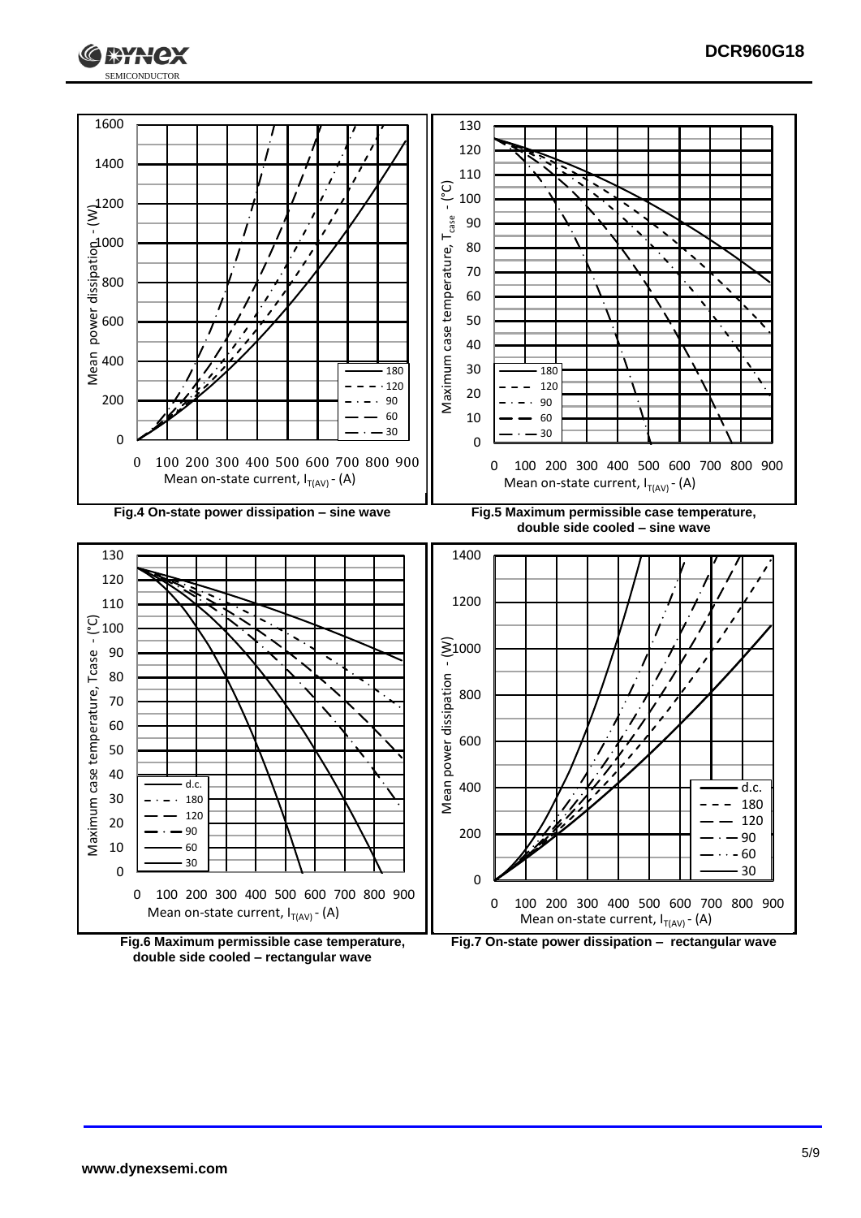Fig.4 On-state power dissipation – sine wave

Fig.5 Maximum permissible case temperature, double side cooled – sine wave

Fig.6 Maximum permissible case temperature, double side cooled – rectangular wave

Fig.7 On-state power dissipation – rectangular wave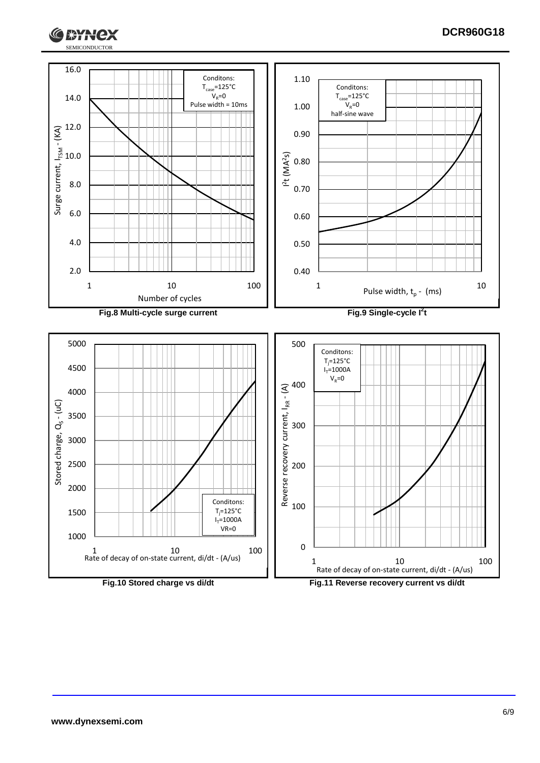Fig.8 Multi-cycle surge current

Fig.9 Single-cycle $I^2t$

Fig.10 Stored charge vs di/dt

Fig.11 Reverse recovery current vs di/dt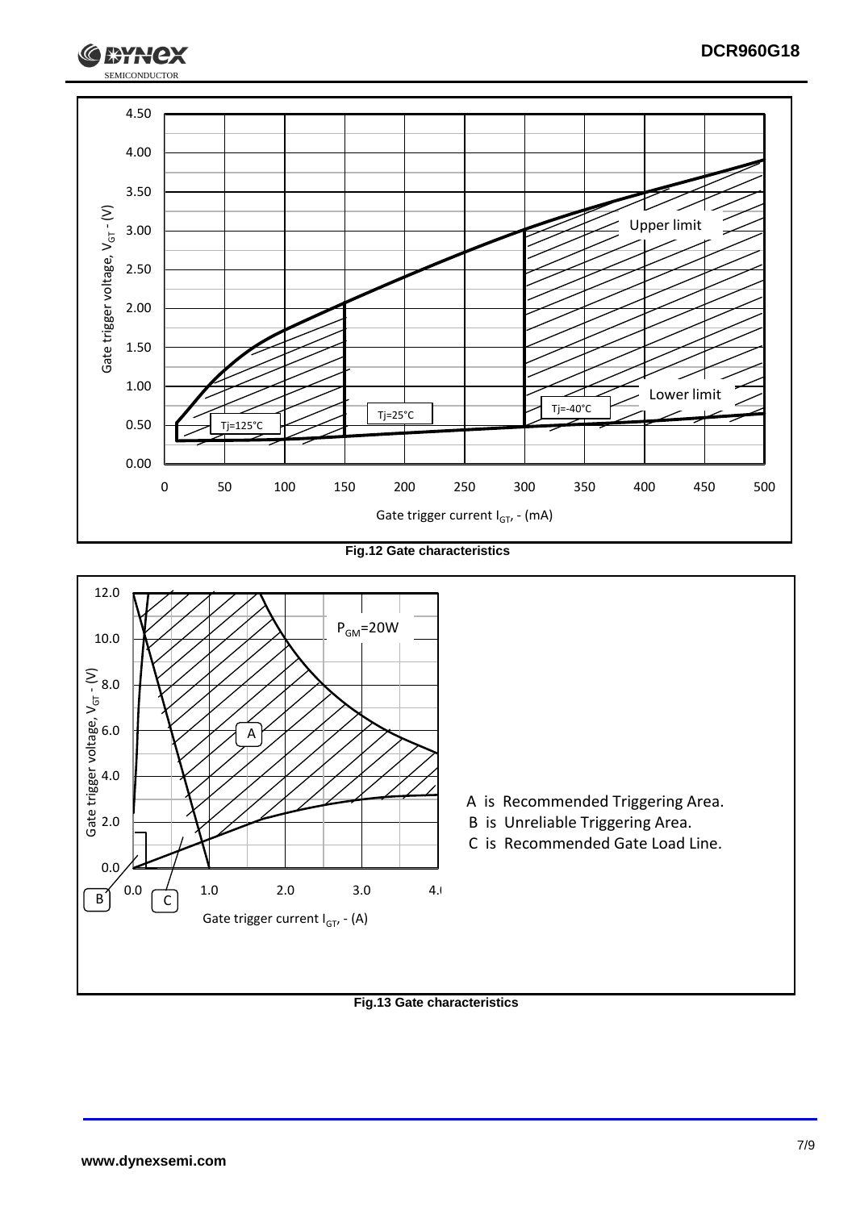Fig.12 Gate characteristics

A is Recommended Triggering Area.

B is Unreliable Triggering Area.

C is Recommended Gate Load Line.

Fig.13 Gate characteristics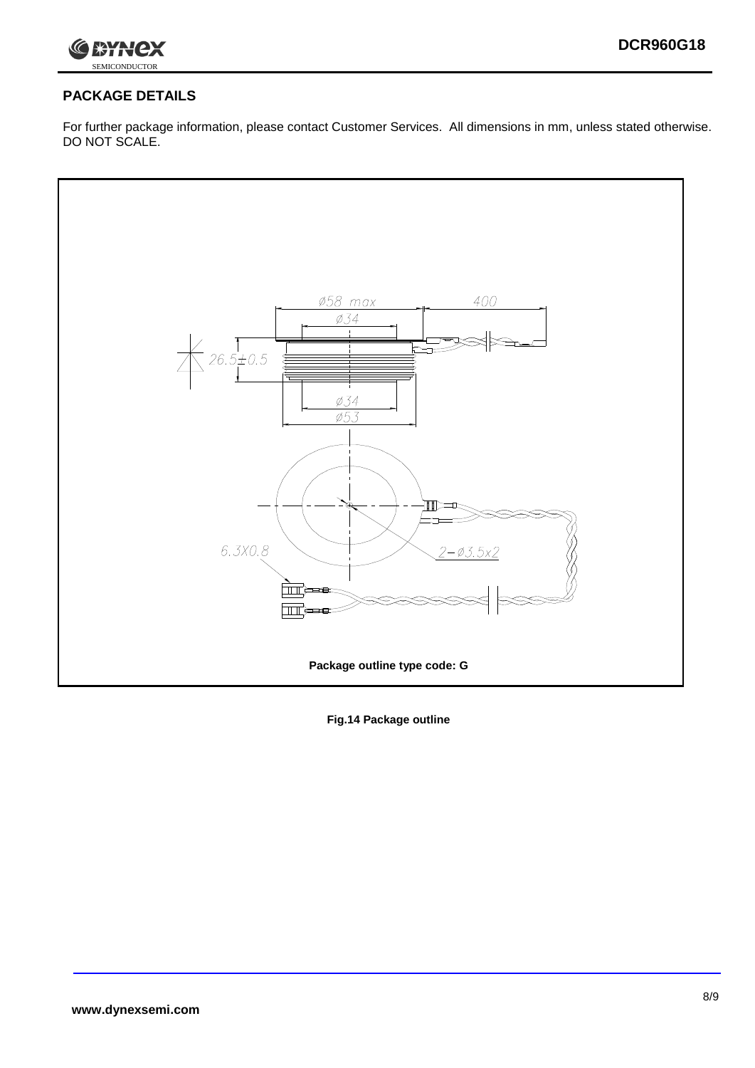## PACKAGE DETAILS

For further package information, please contact Customer Services. All dimensions in mm, unless stated otherwise. DO NOT SCALE.

Package outline type code: G

**Fig.14 Package outline**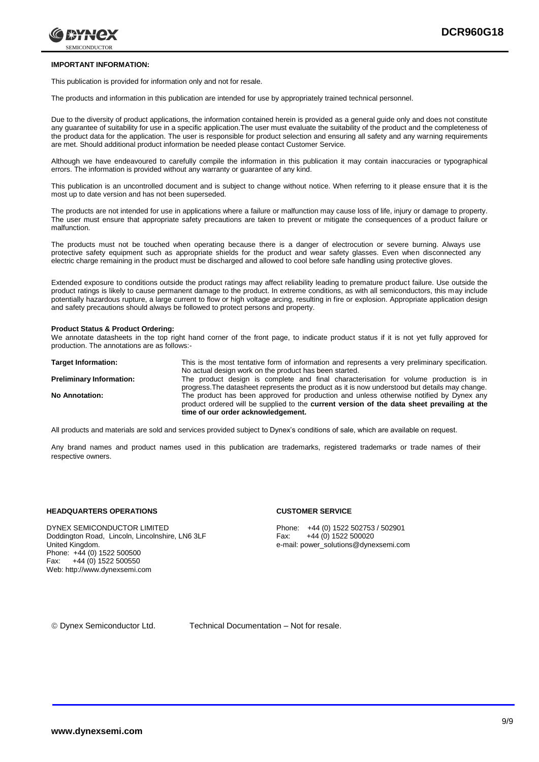**IMPORTANT INFORMATION:**

This publication is provided for information only and not for resale.

The products and information in this publication are intended for use by appropriately trained technical personnel.

Due to the diversity of product applications, the information contained herein is provided as a general guide only and does not constitute any guarantee of suitability for use in a specific application.The user must evaluate the suitability of the product and the completeness of the product data for the application. The user is responsible for product selection and ensuring all safety and any warning requirements are met. Should additional product information be needed please contact Customer Service.

Although we have endeavoured to carefully compile the information in this publication it may contain inaccuracies or typographical errors. The information is provided without any warranty or guarantee of any kind.

This publication is an uncontrolled document and is subject to change without notice. When referring to it please ensure that it is the most up to date version and has not been superseded.

The products are not intended for use in applications where a failure or malfunction may cause loss of life, injury or damage to property. The user must ensure that appropriate safety precautions are taken to prevent or mitigate the consequences of a product failure or malfunction.

The products must not be touched when operating because there is a danger of electrocution or severe burning. Always use protective safety equipment such as appropriate shields for the product and wear safety glasses. Even when disconnected any electric charge remaining in the product must be discharged and allowed to cool before safe handling using protective gloves.

Extended exposure to conditions outside the product ratings may affect reliability leading to premature product failure. Use outside the product ratings is likely to cause permanent damage to the product. In extreme conditions, as with all semiconductors, this may include potentially hazardous rupture, a large current to flow or high voltage arcing, resulting in fire or explosion. Appropriate application design and safety precautions should always be followed to protect persons and property.

**Product Status & Product Ordering:**

We annotate datasheets in the top right hand corner of the front page, to indicate product status if it is not yet fully approved for production. The annotations are as follows:-

| | |
|---|---|
| **Target Information:** | This is the most tentative form of information and represents a very preliminary specification. No actual design work on the product has been started. |
| **Preliminary Information:** | The product design is complete and final characterisation for volume production is in progress.The datasheet represents the product as it is now understood but details may change. |
| **No Annotation:** | The product has been approved for production and unless otherwise notified by Dynex any product ordered will be supplied to the **current version of the data sheet prevailing at the time of our order acknowledgement.** |

All products and materials are sold and services provided subject to Dynex's conditions of sale, which are available on request.

Any brand names and product names used in this publication are trademarks, registered trademarks or trade names of their respective owners.

**HEADQUARTERS OPERATIONS**

DYNEX SEMICONDUCTOR LIMITED
Doddington Road, Lincoln, Lincolnshire, LN6 3LF
United Kingdom.
Phone: +44 (0) 1522 500500
Fax: +44 (0) 1522 500550
Web: http://www.dynexsemi.com

**CUSTOMER SERVICE**

Phone: +44 (0) 1522 502753 / 502901
Fax: +44 (0) 1522 500020
e-mail: power_solutions@dynexsemi.com

© Dynex Semiconductor Ltd. Technical Documentation – Not for resale.